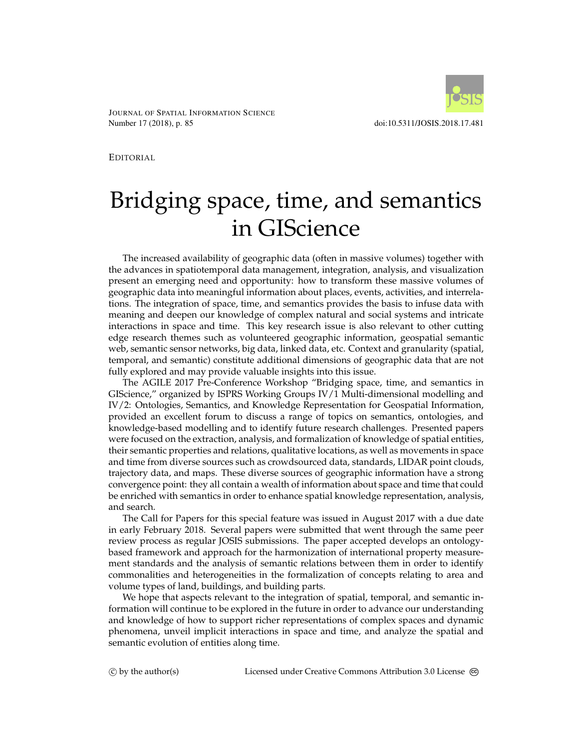EDITORIAL

# Bridging space, time, and semantics in GIScience

The increased availability of geographic data (often in massive volumes) together with the advances in spatiotemporal data management, integration, analysis, and visualization present an emerging need and opportunity: how to transform these massive volumes of geographic data into meaningful information about places, events, activities, and interrelations. The integration of space, time, and semantics provides the basis to infuse data with meaning and deepen our knowledge of complex natural and social systems and intricate interactions in space and time. This key research issue is also relevant to other cutting edge research themes such as volunteered geographic information, geospatial semantic web, semantic sensor networks, big data, linked data, etc. Context and granularity (spatial, temporal, and semantic) constitute additional dimensions of geographic data that are not fully explored and may provide valuable insights into this issue.

The AGILE 2017 Pre-Conference Workshop "Bridging space, time, and semantics in GIScience," organized by ISPRS Working Groups IV/1 Multi-dimensional modelling and IV/2: Ontologies, Semantics, and Knowledge Representation for Geospatial Information, provided an excellent forum to discuss a range of topics on semantics, ontologies, and knowledge-based modelling and to identify future research challenges. Presented papers were focused on the extraction, analysis, and formalization of knowledge of spatial entities, their semantic properties and relations, qualitative locations, as well as movements in space and time from diverse sources such as crowdsourced data, standards, LIDAR point clouds, trajectory data, and maps. These diverse sources of geographic information have a strong convergence point: they all contain a wealth of information about space and time that could be enriched with semantics in order to enhance spatial knowledge representation, analysis, and search.

The Call for Papers for this special feature was issued in August 2017 with a due date in early February 2018. Several papers were submitted that went through the same peer review process as regular JOSIS submissions. The paper accepted develops an ontology-based framework and approach for the harmonization of international property measurement standards and the analysis of semantic relations between them in order to identify commonalities and heterogeneities in the formalization of concepts relating to area and volume types of land, buildings, and building parts.

We hope that aspects relevant to the integration of spatial, temporal, and semantic information will continue to be explored in the future in order to advance our understanding and knowledge of how to support richer representations of complex spaces and dynamic phenomena, unveil implicit interactions in space and time, and analyze the spatial and semantic evolution of entities along time.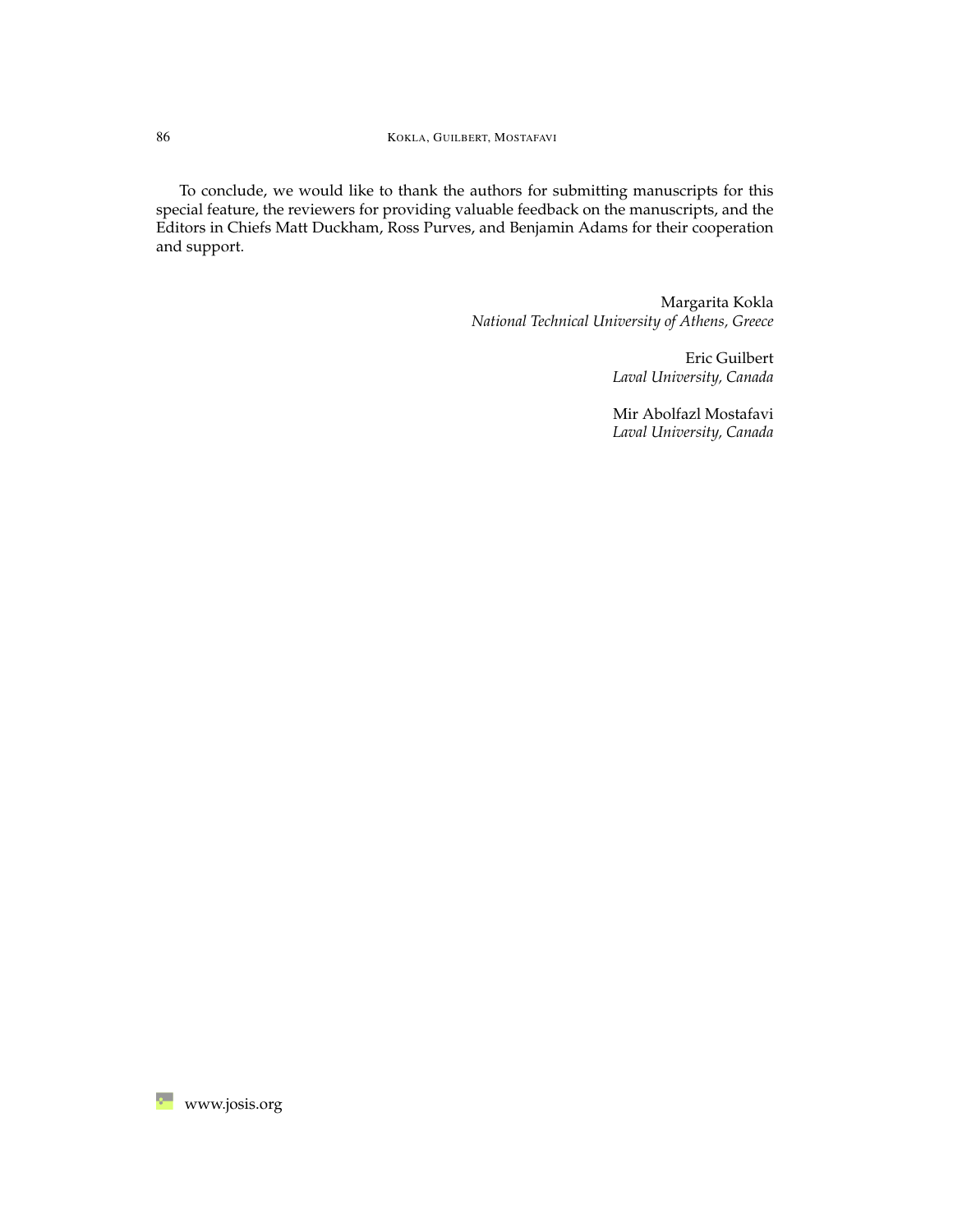To conclude, we would like to thank the authors for submitting manuscripts for this special feature, the reviewers for providing valuable feedback on the manuscripts, and the Editors in Chiefs Matt Duckham, Ross Purves, and Benjamin Adams for their cooperation and support.

Margarita Kokla
*National Technical University of Athens, Greece*

Eric Guilbert
*Laval University, Canada*

Mir Abolfazl Mostafavi
*Laval University, Canada*